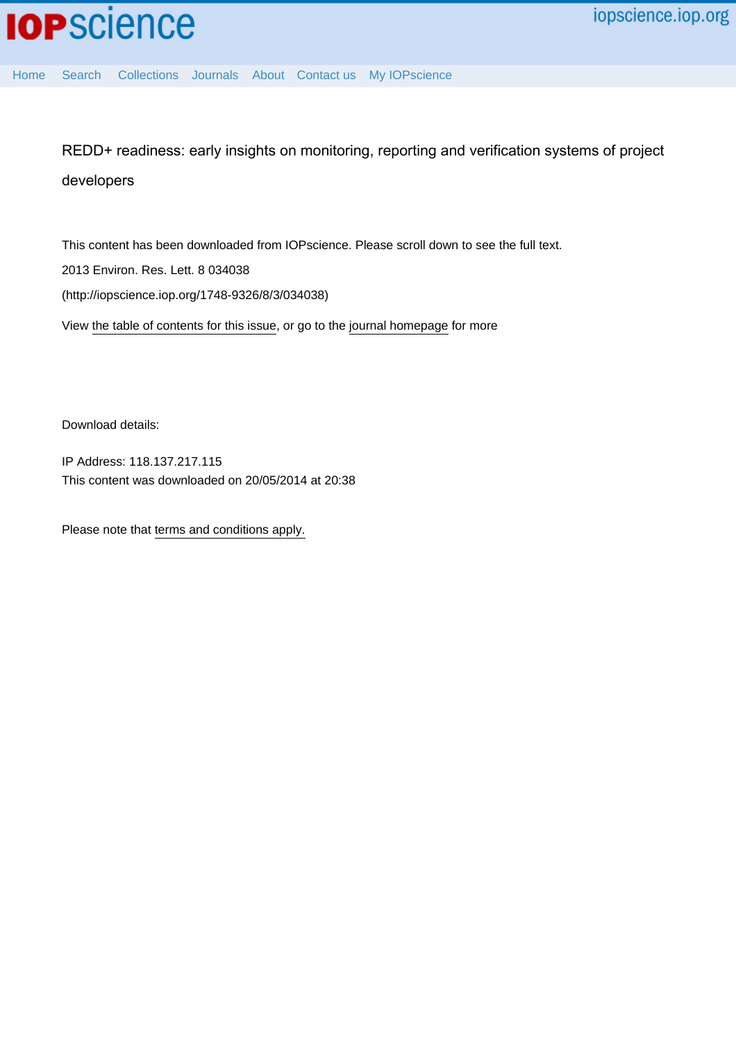# REDD+ readiness: early insights on monitoring, reporting and verification systems of project developers

This content has been downloaded from IOPscience. Please scroll down to see the full text.

2013 Environ. Res. Lett. 8 034038

(http://iopscience.iop.org/1748-9326/8/3/034038)

View the table of contents for this issue, or go to the journal homepage for more

Download details:

IP Address: 118.137.217.115

This content was downloaded on 20/05/2014 at 20:38

Please note that terms and conditions apply.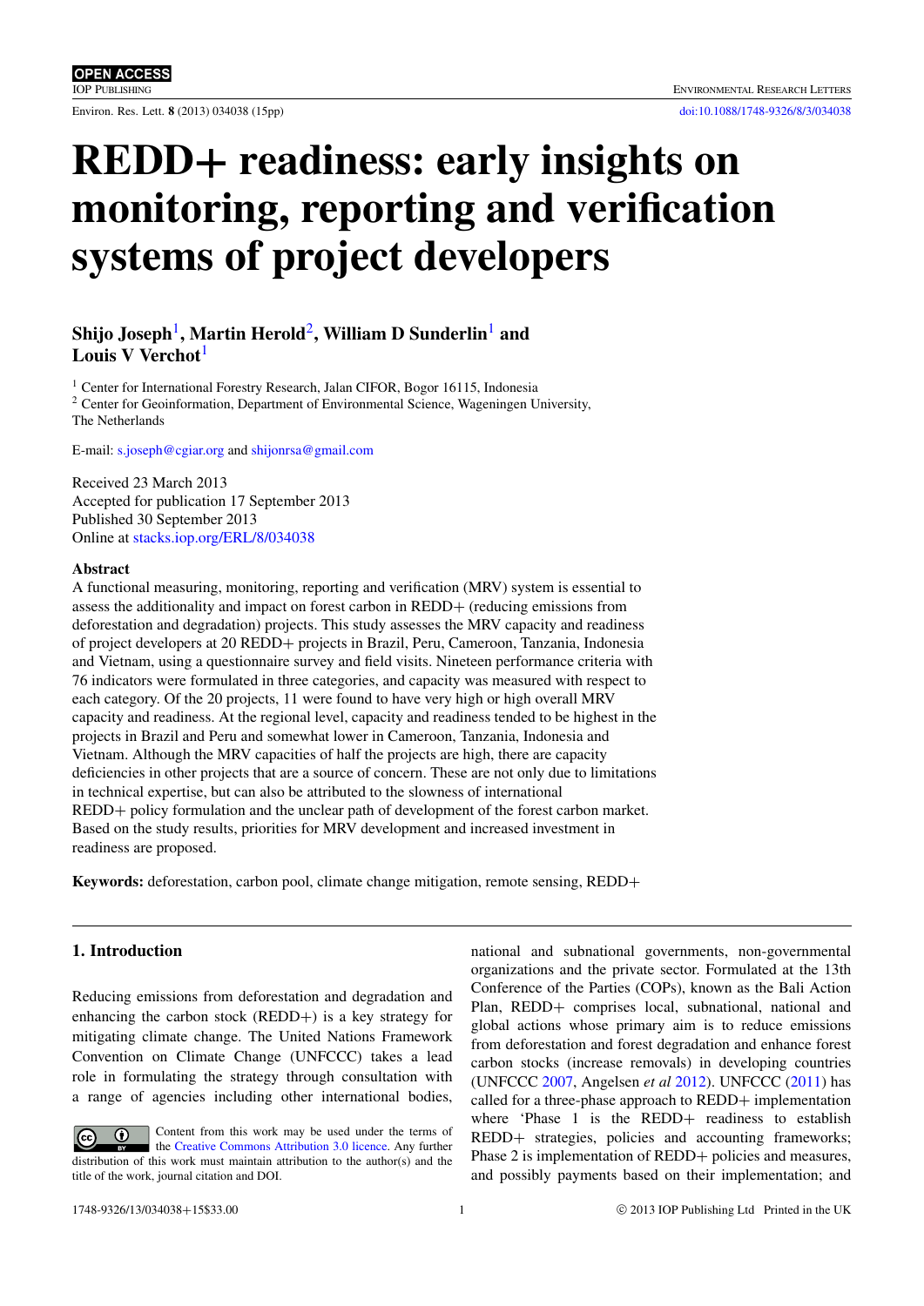# REDD+ readiness: early insights on monitoring, reporting and verification systems of project developers

**Shijo Joseph**[1], **Martin Herold**[2], **William D Sunderlin**[1] **and Louis V Verchot**[1]

[1] Center for International Forestry Research, Jalan CIFOR, Bogor 16115, Indonesia

[2] Center for Geoinformation, Department of Environmental Science, Wageningen University, The Netherlands

E-mail: s.joseph@cgiar.org and shijonrsa@gmail.com

Received 23 March 2013

Accepted for publication 17 September 2013

Published 30 September 2013

Online at stacks.iop.org/ERL/8/034038

## Abstract

A functional measuring, monitoring, reporting and verification (MRV) system is essential to assess the additionality and impact on forest carbon in REDD+ (reducing emissions from deforestation and degradation) projects. This study assesses the MRV capacity and readiness of project developers at 20 REDD+ projects in Brazil, Peru, Cameroon, Tanzania, Indonesia and Vietnam, using a questionnaire survey and field visits. Nineteen performance criteria with 76 indicators were formulated in three categories, and capacity was measured with respect to each category. Of the 20 projects, 11 were found to have very high or high overall MRV capacity and readiness. At the regional level, capacity and readiness tended to be highest in the projects in Brazil and Peru and somewhat lower in Cameroon, Tanzania, Indonesia and Vietnam. Although the MRV capacities of half the projects are high, there are capacity deficiencies in other projects that are a source of concern. These are not only due to limitations in technical expertise, but can also be attributed to the slowness of international REDD+ policy formulation and the unclear path of development of the forest carbon market. Based on the study results, priorities for MRV development and increased investment in readiness are proposed.

**Keywords:** deforestation, carbon pool, climate change mitigation, remote sensing, REDD+

## 1. Introduction

Reducing emissions from deforestation and degradation and enhancing the carbon stock (REDD+) is a key strategy for mitigating climate change. The United Nations Framework Convention on Climate Change (UNFCCC) takes a lead role in formulating the strategy through consultation with a range of agencies including other international bodies, national and subnational governments, non-governmental organizations and the private sector. Formulated at the 13th Conference of the Parties (COPs), known as the Bali Action Plan, REDD+ comprises local, subnational, national and global actions whose primary aim is to reduce emissions from deforestation and forest degradation and enhance forest carbon stocks (increase removals) in developing countries (UNFCCC 2007, Angelsen *et al* 2012). UNFCCC (2011) has called for a three-phase approach to REDD+ implementation where 'Phase 1 is the REDD+ readiness to establish REDD+ strategies, policies and accounting frameworks; Phase 2 is implementation of REDD+ policies and measures, and possibly payments based on their implementation; and

Content from this work may be used under the terms of the Creative Commons Attribution 3.0 licence. Any further distribution of this work must maintain attribution to the author(s) and the title of the work, journal citation and DOI.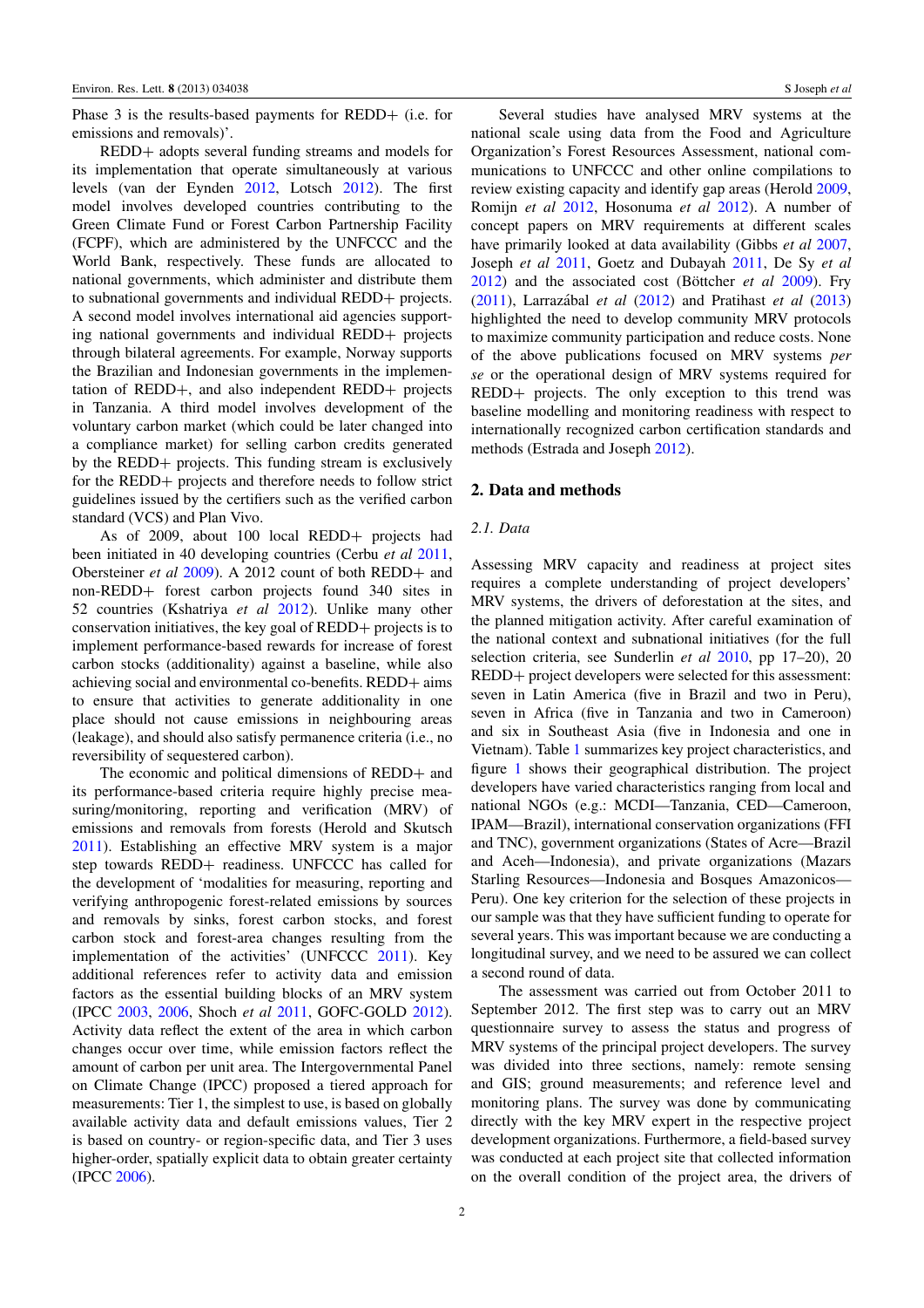Phase 3 is the results-based payments for REDD+ (i.e. for emissions and removals)'.

REDD+ adopts several funding streams and models for its implementation that operate simultaneously at various levels (van der Eynden 2012, Lotsch 2012). The first model involves developed countries contributing to the Green Climate Fund or Forest Carbon Partnership Facility (FCPF), which are administered by the UNFCCC and the World Bank, respectively. These funds are allocated to national governments, which administer and distribute them to subnational governments and individual REDD+ projects. A second model involves international aid agencies supporting national governments and individual REDD+ projects through bilateral agreements. For example, Norway supports the Brazilian and Indonesian governments in the implementation of REDD+, and also independent REDD+ projects in Tanzania. A third model involves development of the voluntary carbon market (which could be later changed into a compliance market) for selling carbon credits generated by the REDD+ projects. This funding stream is exclusively for the REDD+ projects and therefore needs to follow strict guidelines issued by the certifiers such as the verified carbon standard (VCS) and Plan Vivo.

As of 2009, about 100 local REDD+ projects had been initiated in 40 developing countries (Cerbu *et al* 2011, Obersteiner *et al* 2009). A 2012 count of both REDD+ and non-REDD+ forest carbon projects found 340 sites in 52 countries (Kshatriya *et al* 2012). Unlike many other conservation initiatives, the key goal of REDD+ projects is to implement performance-based rewards for increase of forest carbon stocks (additionality) against a baseline, while also achieving social and environmental co-benefits. REDD+ aims to ensure that activities to generate additionality in one place should not cause emissions in neighbouring areas (leakage), and should also satisfy permanence criteria (i.e., no reversibility of sequestered carbon).

The economic and political dimensions of REDD+ and its performance-based criteria require highly precise measuring/monitoring, reporting and verification (MRV) of emissions and removals from forests (Herold and Skutsch 2011). Establishing an effective MRV system is a major step towards REDD+ readiness. UNFCCC has called for the development of 'modalities for measuring, reporting and verifying anthropogenic forest-related emissions by sources and removals by sinks, forest carbon stocks, and forest carbon stock and forest-area changes resulting from the implementation of the activities' (UNFCCC 2011). Key additional references refer to activity data and emission factors as the essential building blocks of an MRV system (IPCC 2003, 2006, Shoch *et al* 2011, GOFC-GOLD 2012). Activity data reflect the extent of the area in which carbon changes occur over time, while emission factors reflect the amount of carbon per unit area. The Intergovernmental Panel on Climate Change (IPCC) proposed a tiered approach for measurements: Tier 1, the simplest to use, is based on globally available activity data and default emissions values, Tier 2 is based on country- or region-specific data, and Tier 3 uses higher-order, spatially explicit data to obtain greater certainty (IPCC 2006).

Several studies have analysed MRV systems at the national scale using data from the Food and Agriculture Organization's Forest Resources Assessment, national communications to UNFCCC and other online compilations to review existing capacity and identify gap areas (Herold 2009, Romijn *et al* 2012, Hosonuma *et al* 2012). A number of concept papers on MRV requirements at different scales have primarily looked at data availability (Gibbs *et al* 2007, Joseph *et al* 2011, Goetz and Dubayah 2011, De Sy *et al* 2012) and the associated cost (Böttcher *et al* 2009). Fry (2011), Larrazábal *et al* (2012) and Pratihast *et al* (2013) highlighted the need to develop community MRV protocols to maximize community participation and reduce costs. None of the above publications focused on MRV systems *per se* or the operational design of MRV systems required for REDD+ projects. The only exception to this trend was baseline modelling and monitoring readiness with respect to internationally recognized carbon certification standards and methods (Estrada and Joseph 2012).

## 2. Data and methods

### 2.1. Data

Assessing MRV capacity and readiness at project sites requires a complete understanding of project developers' MRV systems, the drivers of deforestation at the sites, and the planned mitigation activity. After careful examination of the national context and subnational initiatives (for the full selection criteria, see Sunderlin *et al* 2010, pp 17–20), 20 REDD+ project developers were selected for this assessment: seven in Latin America (five in Brazil and two in Peru), seven in Africa (five in Tanzania and two in Cameroon) and six in Southeast Asia (five in Indonesia and one in Vietnam). Table 1 summarizes key project characteristics, and figure 1 shows their geographical distribution. The project developers have varied characteristics ranging from local and national NGOs (e.g.: MCDI—Tanzania, CED—Cameroon, IPAM—Brazil), international conservation organizations (FFI and TNC), government organizations (States of Acre—Brazil and Aceh—Indonesia), and private organizations (Mazars Starling Resources—Indonesia and Bosques Amazonicos—Peru). One key criterion for the selection of these projects in our sample was that they have sufficient funding to operate for several years. This was important because we are conducting a longitudinal survey, and we need to be assured we can collect a second round of data.

The assessment was carried out from October 2011 to September 2012. The first step was to carry out an MRV questionnaire survey to assess the status and progress of MRV systems of the principal project developers. The survey was divided into three sections, namely: remote sensing and GIS; ground measurements; and reference level and monitoring plans. The survey was done by communicating directly with the key MRV expert in the respective project development organizations. Furthermore, a field-based survey was conducted at each project site that collected information on the overall condition of the project area, the drivers of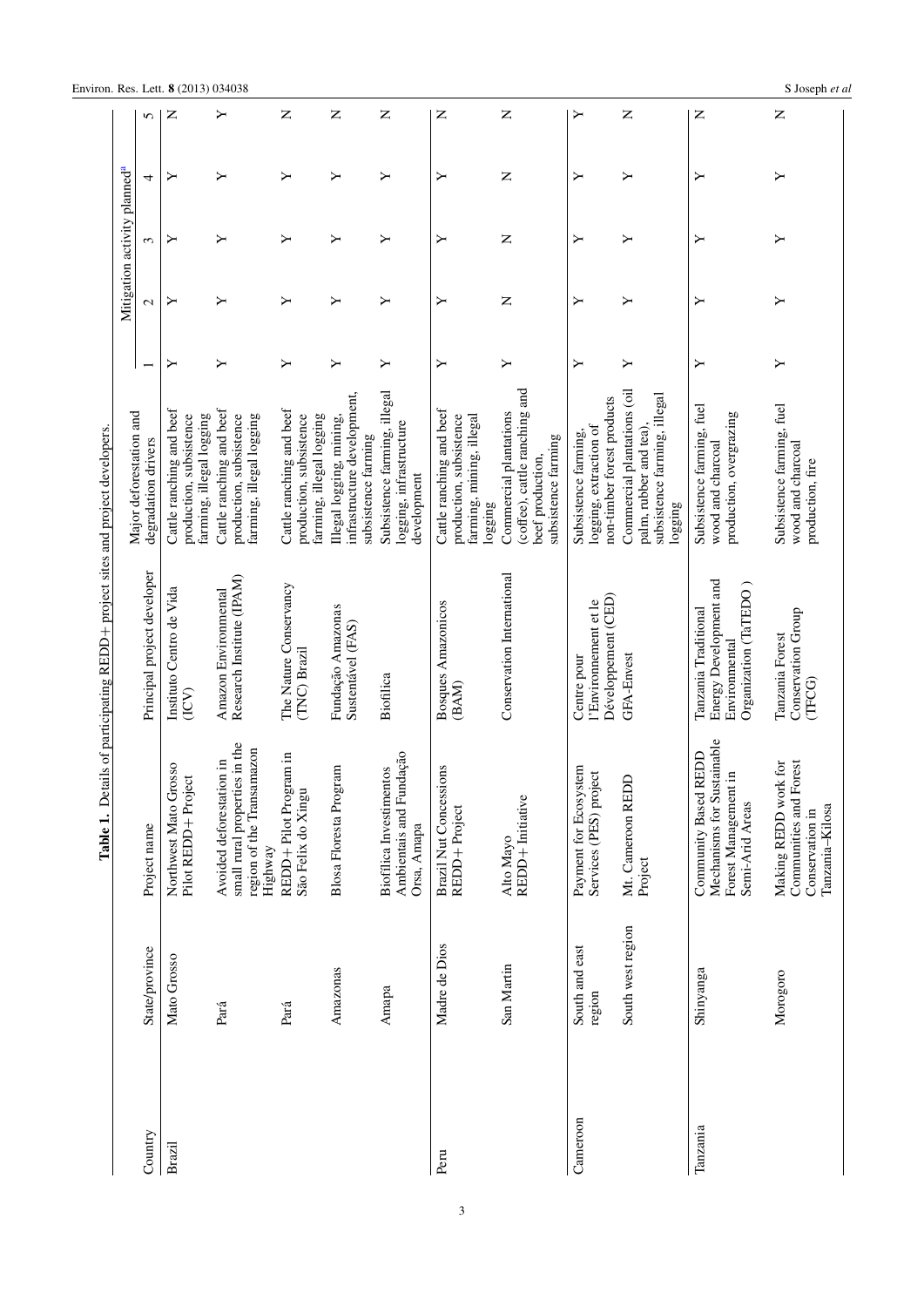**Table 1.** Details of participating REDD+ project sites and project developers.

| Country | State/province | Project name | Principal project developer | Major deforestation and degradation drivers | Mitigation activity planned[a] | | | | |
|---|---|---|---|---|---|---|---|---|---|
| | | | | | 1 | 2 | 3 | 4 | 5 |
| Brazil | Mato Grosso | Northwest Mato Grosso Pilot REDD+ Project | Instituto Centro de Vida (ICV) | Cattle ranching and beef production, subsistence farming, illegal logging | Y | Y | Y | Y | N |
| | Pará | Avoided deforestation in small rural properties in the region of the Transamazon Highway | Amazon Environmental Research Institute (IPAM) | Cattle ranching and beef production, subsistence farming, illegal logging | Y | Y | Y | Y | Y |
| | Pará | REDD+ Pilot Program in São Felix do Xingu | The Nature Conservancy (TNC) Brazil | Cattle ranching and beef production, subsistence farming, illegal logging | Y | Y | Y | Y | N |
| | Amazonas | Blosa Floresta Program | Fundação Amazonas Sustentável (FAS) | Illegal logging, mining, infrastructure development, subsistence farming | Y | Y | Y | Y | N |
| | Amapa | Biofílica Investimentos Ambientais and Fundação Orsa, Amapa | Biofilica | Subsistence farming, illegal logging, infrastructure development | Y | Y | Y | Y | N |
| Peru | Madre de Dios | Brazil Nut Concessions REDD+ Project | Bosques Amazonicos (BAM) | Cattle ranching and beef production, subsistence farming, mining, illegal logging | Y | Y | Y | Y | N |
| | San Martin | Alto Mayo REDD+ Initiative | Conservation International | Commercial plantations (coffee), cattle ranching and beef production, subsistence farming | Y | N | N | N | N |
| Cameroon | South and east region | Payment for Ecosystem Services (PES) project | Centre pour l'Environnement et le Développement (CED) | Subsistence farming, logging, extraction of non-timber forest products | Y | Y | Y | Y | Y |
| | South west region | Mt. Cameroon REDD Project | GFA-Envest | Commercial plantations (oil palm, rubber and tea), subsistence farming, illegal logging | Y | Y | Y | Y | N |
| Tanzania | Shinyanga | Community Based REDD Mechanisms for Sustainable Forest Management in Semi-Arid Areas | Tanzania Traditional Energy Development and Environmental Organization (TaTEDO ) | Subsistence farming, fuel wood and charcoal production, overgrazing | Y | Y | Y | Y | N |
| | Morogoro | Making REDD work for Communities and Forest Conservation in Tanzania–Kilosa | Tanzania Forest Conservation Group (TFCG) | Subsistence farming, fuel wood and charcoal production, fire | Y | Y | Y | Y | N |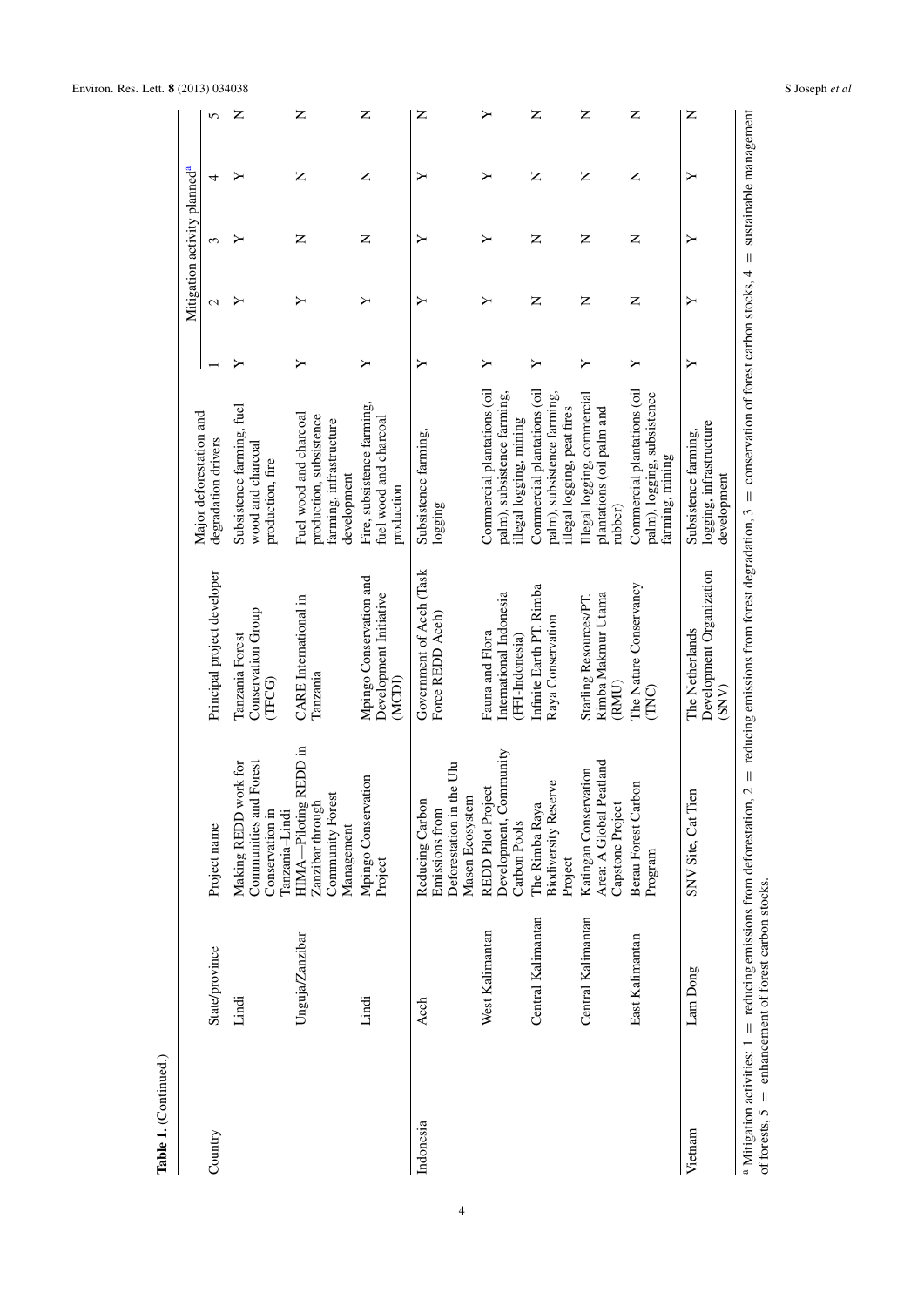**Table 1.** (Continued.)

| Country | State/province | Project name | Principal project developer | Major deforestation and degradation drivers | Mitigation activity planned[a] | | | | |
|---|---|---|---|---|---|---|---|---|---|
| | | | | | 1 | 2 | 3 | 4 | 5 |
| | Lindi | Making REDD work for Communities and Forest Conservation in Tanzania–Lindi | Tanzania Forest Conservation Group (TFCG) | Subsistence farming, fuel wood and charcoal production, fire | Y | Y | Y | Y | N |
| | Unguja/Zanzibar | HIMA—Piloting REDD in Zanzibar through Community Forest Management | CARE International in Tanzania | Fuel wood and charcoal production, subsistence farming, infrastructure development | Y | Y | N | N | N |
| | Lindi | Mpingo Conservation Project | Mpingo Conservation and Development Initiative (MCDI) | Fire, subsistence farming, fuel wood and charcoal production | Y | Y | N | N | N |
| Indonesia | Aceh | Reducing Carbon Emissions from Deforestation in the Ulu Masen Ecosystem | Government of Aceh (Task Force REDD Aceh) | Subsistence farming, logging | Y | Y | Y | Y | N |
| | West Kalimantan | REDD Pilot Project Development, Community Carbon Pools | Fauna and Flora International Indonesia (FFI-Indonesia) | Commercial plantations (oil palm), subsistence farming, illegal logging, mining | Y | Y | Y | Y | Y |
| | Central Kalimantan | The Rimba Raya Biodiversity Reserve Project | Infinite Earth PT. Rimba Raya Conservation | Commercial plantations (oil palm), subsistence farming, illegal logging, peat fires | Y | N | N | N | N |
| | Central Kalimantan | Katingan Conservation Area: A Global Peatland Capstone Project | Starling Resources/PT. Rimba Makmur Utama (RMU) | Illegal logging, commercial plantations (oil palm and rubber) | Y | N | N | N | N |
| | East Kalimantan | Berau Forest Carbon Program | The Nature Conservancy (TNC) | Commercial plantations (oil palm), logging, subsistence farming, mining | Y | N | N | N | N |
| Vietnam | Lam Dong | SNV Site, Cat Tien | The Netherlands Development Organization (SNV) | Subsistence farming, logging, infrastructure development | Y | Y | Y | Y | N |

[a] Mitigation activities: 1 = reducing emissions from deforestation, 2 = reducing emissions from forest degradation, 3 = conservation of forest carbon stocks, 4 = sustainable management of forests, 5 = enhancement of forest carbon stocks.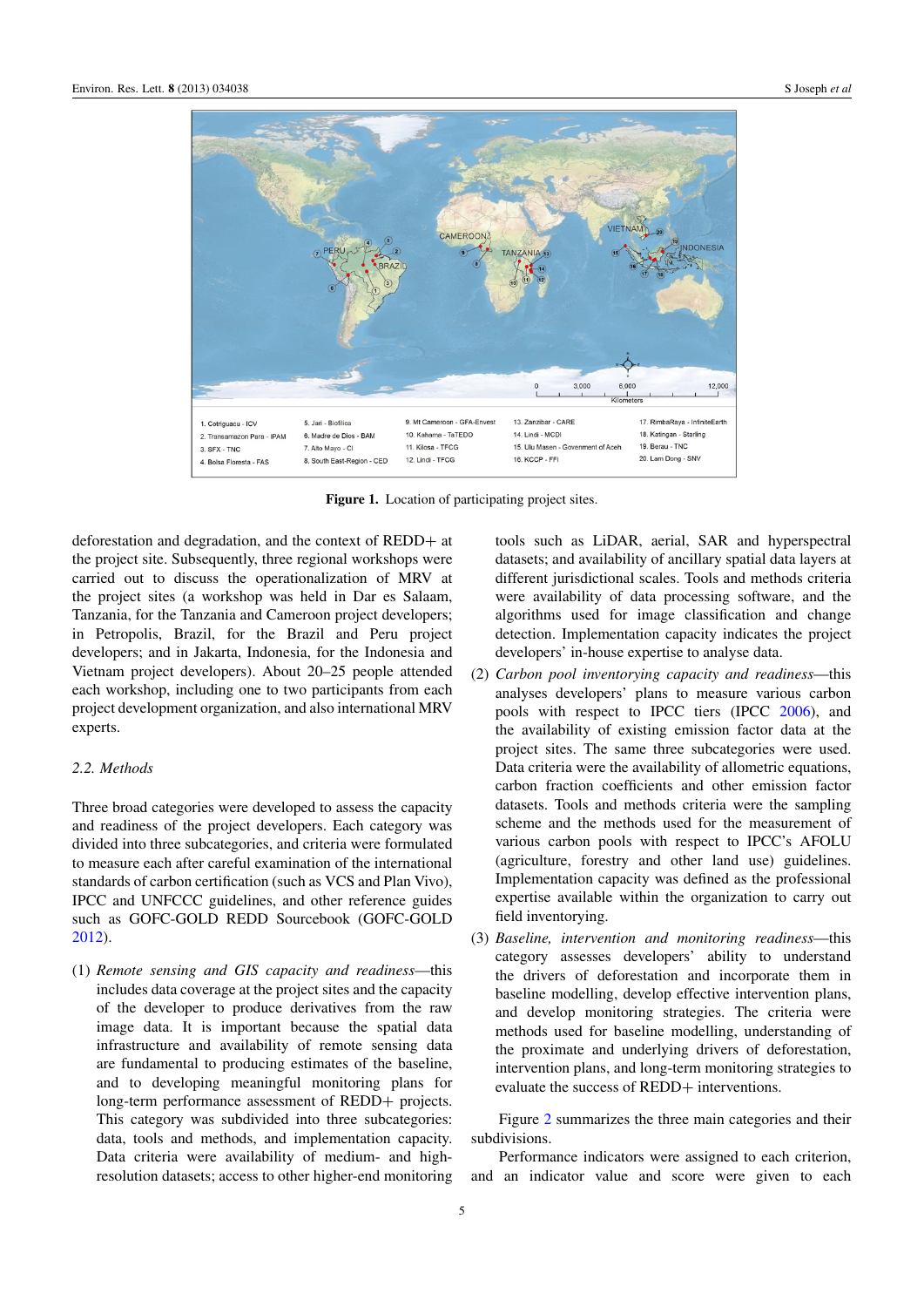**Figure 1.** Location of participating project sites.

deforestation and degradation, and the context of REDD+ at the project site. Subsequently, three regional workshops were carried out to discuss the operationalization of MRV at the project sites (a workshop was held in Dar es Salaam, Tanzania, for the Tanzania and Cameroon project developers; in Petropolis, Brazil, for the Brazil and Peru project developers; and in Jakarta, Indonesia, for the Indonesia and Vietnam project developers). About 20–25 people attended each workshop, including one to two participants from each project development organization, and also international MRV experts.

### 2.2. Methods

Three broad categories were developed to assess the capacity and readiness of the project developers. Each category was divided into three subcategories, and criteria were formulated to measure each after careful examination of the international standards of carbon certification (such as VCS and Plan Vivo), IPCC and UNFCCC guidelines, and other reference guides such as GOFC-GOLD REDD Sourcebook (GOFC-GOLD 2012).

(1) *Remote sensing and GIS capacity and readiness*—this includes data coverage at the project sites and the capacity of the developer to produce derivatives from the raw image data. It is important because the spatial data infrastructure and availability of remote sensing data are fundamental to producing estimates of the baseline, and to developing meaningful monitoring plans for long-term performance assessment of REDD+ projects. This category was subdivided into three subcategories: data, tools and methods, and implementation capacity. Data criteria were availability of medium- and high-resolution datasets; access to other higher-end monitoring tools such as LiDAR, aerial, SAR and hyperspectral datasets; and availability of ancillary spatial data layers at different jurisdictional scales. Tools and methods criteria were availability of data processing software, and the algorithms used for image classification and change detection. Implementation capacity indicates the project developers' in-house expertise to analyse data.

(2) *Carbon pool inventorying capacity and readiness*—this analyses developers' plans to measure various carbon pools with respect to IPCC tiers (IPCC 2006), and the availability of existing emission factor data at the project sites. The same three subcategories were used. Data criteria were the availability of allometric equations, carbon fraction coefficients and other emission factor datasets. Tools and methods criteria were the sampling scheme and the methods used for the measurement of various carbon pools with respect to IPCC's AFOLU (agriculture, forestry and other land use) guidelines. Implementation capacity was defined as the professional expertise available within the organization to carry out field inventorying.

(3) *Baseline, intervention and monitoring readiness*—this category assesses developers' ability to understand the drivers of deforestation and incorporate them in baseline modelling, develop effective intervention plans, and develop monitoring strategies. The criteria were methods used for baseline modelling, understanding of the proximate and underlying drivers of deforestation, intervention plans, and long-term monitoring strategies to evaluate the success of REDD+ interventions.

Figure 2 summarizes the three main categories and their subdivisions.

Performance indicators were assigned to each criterion, and an indicator value and score were given to each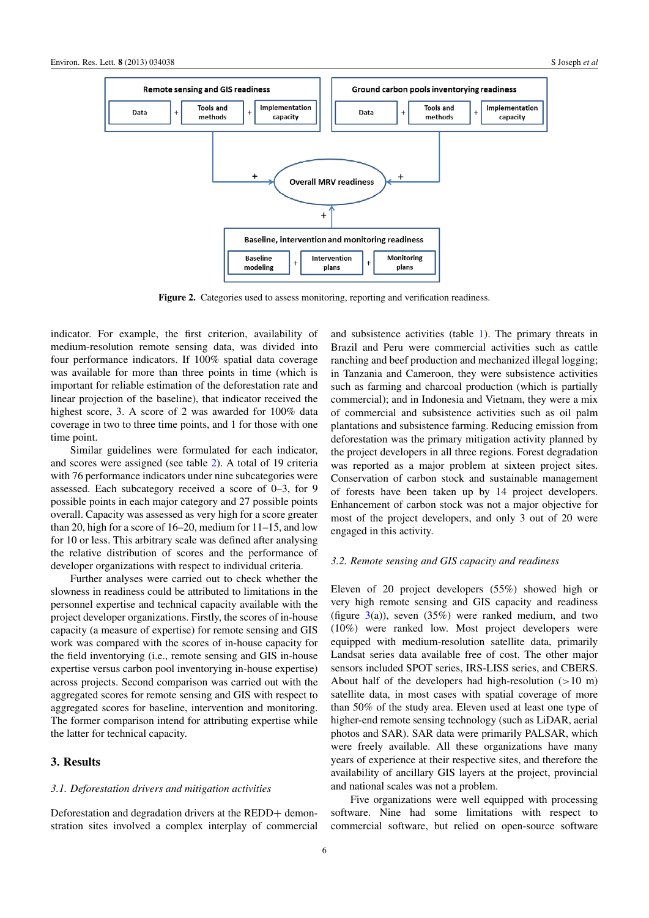Figure 2. Categories used to assess monitoring, reporting and verification readiness.

indicator. For example, the first criterion, availability of medium-resolution remote sensing data, was divided into four performance indicators. If 100% spatial data coverage was available for more than three points in time (which is important for reliable estimation of the deforestation rate and linear projection of the baseline), that indicator received the highest score, 3. A score of 2 was awarded for 100% data coverage in two to three time points, and 1 for those with one time point.

Similar guidelines were formulated for each indicator, and scores were assigned (see table 2). A total of 19 criteria with 76 performance indicators under nine subcategories were assessed. Each subcategory received a score of 0–3, for 9 possible points in each major category and 27 possible points overall. Capacity was assessed as very high for a score greater than 20, high for a score of 16–20, medium for 11–15, and low for 10 or less. This arbitrary scale was defined after analysing the relative distribution of scores and the performance of developer organizations with respect to individual criteria.

Further analyses were carried out to check whether the slowness in readiness could be attributed to limitations in the personnel expertise and technical capacity available with the project developer organizations. Firstly, the scores of in-house capacity (a measure of expertise) for remote sensing and GIS work was compared with the scores of in-house capacity for the field inventorying (i.e., remote sensing and GIS in-house expertise versus carbon pool inventorying in-house expertise) across projects. Second comparison was carried out with the aggregated scores for remote sensing and GIS with respect to aggregated scores for baseline, intervention and monitoring. The former comparison intend for attributing expertise while the latter for technical capacity.

## 3. Results

### *3.1. Deforestation drivers and mitigation activities*

Deforestation and degradation drivers at the REDD+ demonstration sites involved a complex interplay of commercial and subsistence activities (table 1). The primary threats in Brazil and Peru were commercial activities such as cattle ranching and beef production and mechanized illegal logging; in Tanzania and Cameroon, they were subsistence activities such as farming and charcoal production (which is partially commercial); and in Indonesia and Vietnam, they were a mix of commercial and subsistence activities such as oil palm plantations and subsistence farming. Reducing emission from deforestation was the primary mitigation activity planned by the project developers in all three regions. Forest degradation was reported as a major problem at sixteen project sites. Conservation of carbon stock and sustainable management of forests have been taken up by 14 project developers. Enhancement of carbon stock was not a major objective for most of the project developers, and only 3 out of 20 were engaged in this activity.

### *3.2. Remote sensing and GIS capacity and readiness*

Eleven of 20 project developers (55%) showed high or very high remote sensing and GIS capacity and readiness (figure 3(a)), seven (35%) were ranked medium, and two (10%) were ranked low. Most project developers were equipped with medium-resolution satellite data, primarily Landsat series data available free of cost. The other major sensors included SPOT series, IRS-LISS series, and CBERS. About half of the developers had high-resolution (>10 m) satellite data, in most cases with spatial coverage of more than 50% of the study area. Eleven used at least one type of higher-end remote sensing technology (such as LiDAR, aerial photos and SAR). SAR data were primarily PALSAR, which were freely available. All these organizations have many years of experience at their respective sites, and therefore the availability of ancillary GIS layers at the project, provincial and national scales was not a problem.

Five organizations were well equipped with processing software. Nine had some limitations with respect to commercial software, but relied on open-source software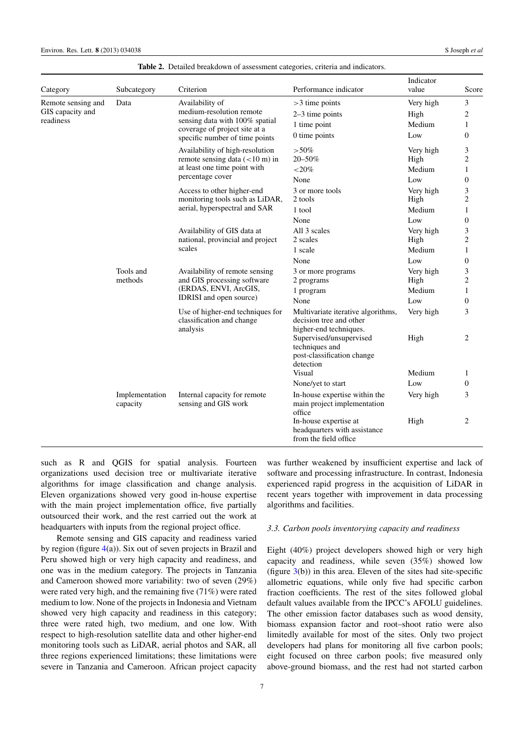**Table 2.** Detailed breakdown of assessment categories, criteria and indicators.

| Category | Subcategory | Criterion | Performance indicator | Indicator value | Score |
|---|---|---|---|---|---|
| Remote sensing and GIS capacity and readiness | Data | Availability of medium-resolution remote sensing data with 100% spatial coverage of project site at a specific number of time points | >3 time points | Very high | 3 |
| | | | 2–3 time points | High | 2 |
| | | | 1 time point | Medium | 1 |
| | | | 0 time points | Low | 0 |
| | | Availability of high-resolution remote sensing data (<10 m) in at least one time point with percentage cover | >50% | Very high | 3 |
| | | | 20–50% | High | 2 |
| | | | <20% | Medium | 1 |
| | | | None | Low | 0 |
| | | Access to other higher-end monitoring tools such as LiDAR, aerial, hyperspectral and SAR | 3 or more tools | Very high | 3 |
| | | | 2 tools | High | 2 |
| | | | 1 tool | Medium | 1 |
| | | | None | Low | 0 |
| | | Availability of GIS data at national, provincial and project scales | All 3 scales | Very high | 3 |
| | | | 2 scales | High | 2 |
| | | | 1 scale | Medium | 1 |
| | | | None | Low | 0 |
| | Tools and methods | Availability of remote sensing and GIS processing software (ERDAS, ENVI, ArcGIS, IDRISI and open source) | 3 or more programs | Very high | 3 |
| | | | 2 programs | High | 2 |
| | | | 1 program | Medium | 1 |
| | | | None | Low | 0 |
| | | Use of higher-end techniques for classification and change analysis | Multivariate iterative algorithms, decision tree and other higher-end techniques. | Very high | 3 |
| | | | Supervised/unsupervised techniques and post-classification change detection | High | 2 |
| | | | Visual | Medium | 1 |
| | | | None/yet to start | Low | 0 |
| | Implementation capacity | Internal capacity for remote sensing and GIS work | In-house expertise within the main project implementation office | Very high | 3 |
| | | | In-house expertise at headquarters with assistance from the field office | High | 2 |

such as R and QGIS for spatial analysis. Fourteen organizations used decision tree or multivariate iterative algorithms for image classification and change analysis. Eleven organizations showed very good in-house expertise with the main project implementation office, five partially outsourced their work, and the rest carried out the work at headquarters with inputs from the regional project office.

Remote sensing and GIS capacity and readiness varied by region (figure 4(a)). Six out of seven projects in Brazil and Peru showed high or very high capacity and readiness, and one was in the medium category. The projects in Tanzania and Cameroon showed more variability: two of seven (29%) were rated very high, and the remaining five (71%) were rated medium to low. None of the projects in Indonesia and Vietnam showed very high capacity and readiness in this category; three were rated high, two medium, and one low. With respect to high-resolution satellite data and other higher-end monitoring tools such as LiDAR, aerial photos and SAR, all three regions experienced limitations; these limitations were severe in Tanzania and Cameroon. African project capacity was further weakened by insufficient expertise and lack of software and processing infrastructure. In contrast, Indonesia experienced rapid progress in the acquisition of LiDAR in recent years together with improvement in data processing algorithms and facilities.

### *3.3. Carbon pools inventorying capacity and readiness*

Eight (40%) project developers showed high or very high capacity and readiness, while seven (35%) showed low (figure 3(b)) in this area. Eleven of the sites had site-specific allometric equations, while only five had specific carbon fraction coefficients. The rest of the sites followed global default values available from the IPCC's AFOLU guidelines. The other emission factor databases such as wood density, biomass expansion factor and root–shoot ratio were also limitedly available for most of the sites. Only two project developers had plans for monitoring all five carbon pools; eight focused on three carbon pools; five measured only above-ground biomass, and the rest had not started carbon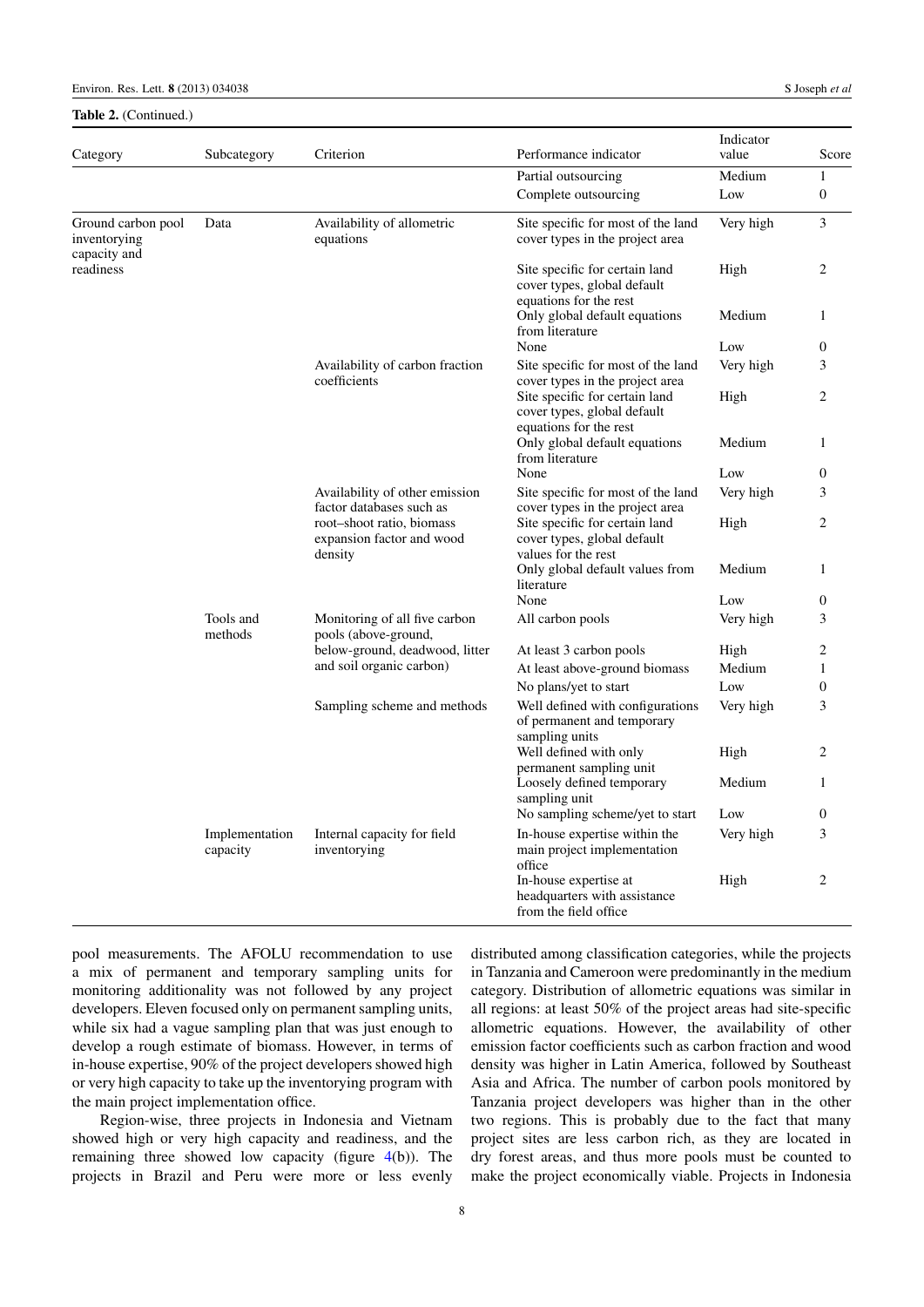**Table 2.** (Continued.)

| Category | Subcategory | Criterion | Performance indicator | Indicator value | Score |
|---|---|---|---|---|---|
| | | | Partial outsourcing | Medium | 1 |
| | | | Complete outsourcing | Low | 0 |
| Ground carbon pool inventorying capacity and readiness | Data | Availability of allometric equations | Site specific for most of the land cover types in the project area | Very high | 3 |
| | | | Site specific for certain land cover types, global default equations for the rest | High | 2 |
| | | | Only global default equations from literature | Medium | 1 |
| | | | None | Low | 0 |
| | | Availability of carbon fraction coefficients | Site specific for most of the land cover types in the project area | Very high | 3 |
| | | | Site specific for certain land cover types, global default equations for the rest | High | 2 |
| | | | Only global default equations from literature | Medium | 1 |
| | | | None | Low | 0 |
| | | Availability of other emission factor databases such as root–shoot ratio, biomass expansion factor and wood density | Site specific for most of the land cover types in the project area | Very high | 3 |
| | | | Site specific for certain land cover types, global default values for the rest | High | 2 |
| | | | Only global default values from literature | Medium | 1 |
| | | | None | Low | 0 |
| | Tools and methods | Monitoring of all five carbon pools (above-ground, below-ground, deadwood, litter and soil organic carbon) | All carbon pools | Very high | 3 |
| | | | At least 3 carbon pools | High | 2 |
| | | | At least above-ground biomass | Medium | 1 |
| | | | No plans/yet to start | Low | 0 |
| | | Sampling scheme and methods | Well defined with configurations of permanent and temporary sampling units | Very high | 3 |
| | | | Well defined with only permanent sampling unit | High | 2 |
| | | | Loosely defined temporary sampling unit | Medium | 1 |
| | | | No sampling scheme/yet to start | Low | 0 |
| | Implementation capacity | Internal capacity for field inventorying | In-house expertise within the main project implementation office | Very high | 3 |
| | | | In-house expertise at headquarters with assistance from the field office | High | 2 |

pool measurements. The AFOLU recommendation to use a mix of permanent and temporary sampling units for monitoring additionality was not followed by any project developers. Eleven focused only on permanent sampling units, while six had a vague sampling plan that was just enough to develop a rough estimate of biomass. However, in terms of in-house expertise, 90% of the project developers showed high or very high capacity to take up the inventorying program with the main project implementation office.

Region-wise, three projects in Indonesia and Vietnam showed high or very high capacity and readiness, and the remaining three showed low capacity (figure 4(b)). The projects in Brazil and Peru were more or less evenly distributed among classification categories, while the projects in Tanzania and Cameroon were predominantly in the medium category. Distribution of allometric equations was similar in all regions: at least 50% of the project areas had site-specific allometric equations. However, the availability of other emission factor coefficients such as carbon fraction and wood density was higher in Latin America, followed by Southeast Asia and Africa. The number of carbon pools monitored by Tanzania project developers was higher than in the other two regions. This is probably due to the fact that many project sites are less carbon rich, as they are located in dry forest areas, and thus more pools must be counted to make the project economically viable. Projects in Indonesia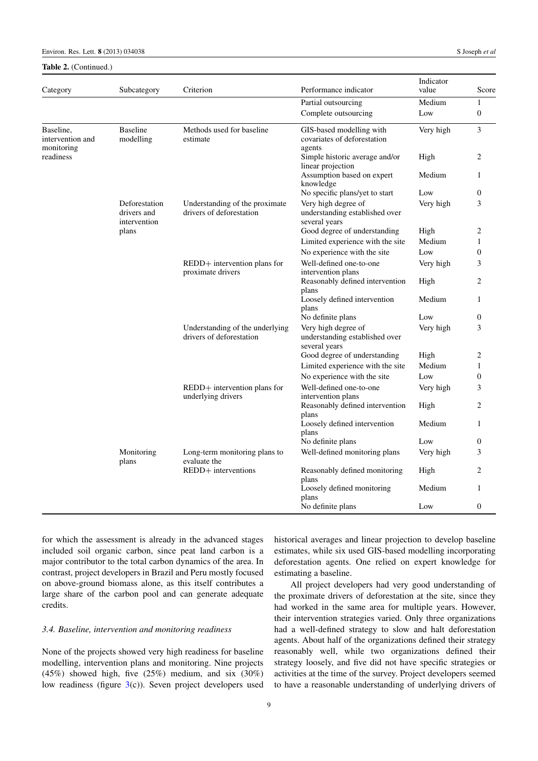**Table 2.** (Continued.)

| Category | Subcategory | Criterion | Performance indicator | Indicator value | Score |
|---|---|---|---|---|---|
| | | | Partial outsourcing | Medium | 1 |
| | | | Complete outsourcing | Low | 0 |
| Baseline, intervention and monitoring readiness | Baseline modelling | Methods used for baseline estimate | GIS-based modelling with covariates of deforestation agents | Very high | 3 |
| | | | Simple historic average and/or linear projection | High | 2 |
| | | | Assumption based on expert knowledge | Medium | 1 |
| | | | No specific plans/yet to start | Low | 0 |
| | Deforestation drivers and intervention plans | Understanding of the proximate drivers of deforestation | Very high degree of understanding established over several years | Very high | 3 |
| | | | Good degree of understanding | High | 2 |
| | | | Limited experience with the site | Medium | 1 |
| | | | No experience with the site | Low | 0 |
| | | REDD+ intervention plans for proximate drivers | Well-defined one-to-one intervention plans | Very high | 3 |
| | | | Reasonably defined intervention plans | High | 2 |
| | | | Loosely defined intervention plans | Medium | 1 |
| | | | No definite plans | Low | 0 |
| | | Understanding of the underlying drivers of deforestation | Very high degree of understanding established over several years | Very high | 3 |
| | | | Good degree of understanding | High | 2 |
| | | | Limited experience with the site | Medium | 1 |
| | | | No experience with the site | Low | 0 |
| | | REDD+ intervention plans for underlying drivers | Well-defined one-to-one intervention plans | Very high | 3 |
| | | | Reasonably defined intervention plans | High | 2 |
| | | | Loosely defined intervention plans | Medium | 1 |
| | | | No definite plans | Low | 0 |
| | Monitoring plans | Long-term monitoring plans to evaluate the REDD+ interventions | Well-defined monitoring plans | Very high | 3 |
| | | | Reasonably defined monitoring plans | High | 2 |
| | | | Loosely defined monitoring plans | Medium | 1 |
| | | | No definite plans | Low | 0 |

for which the assessment is already in the advanced stages included soil organic carbon, since peat land carbon is a major contributor to the total carbon dynamics of the area. In contrast, project developers in Brazil and Peru mostly focused on above-ground biomass alone, as this itself contributes a large share of the carbon pool and can generate adequate credits.

### *3.4. Baseline, intervention and monitoring readiness*

None of the projects showed very high readiness for baseline modelling, intervention plans and monitoring. Nine projects (45%) showed high, five (25%) medium, and six (30%) low readiness (figure 3(c)). Seven project developers used historical averages and linear projection to develop baseline estimates, while six used GIS-based modelling incorporating deforestation agents. One relied on expert knowledge for estimating a baseline.

All project developers had very good understanding of the proximate drivers of deforestation at the site, since they had worked in the same area for multiple years. However, their intervention strategies varied. Only three organizations had a well-defined strategy to slow and halt deforestation agents. About half of the organizations defined their strategy reasonably well, while two organizations defined their strategy loosely, and five did not have specific strategies or activities at the time of the survey. Project developers seemed to have a reasonable understanding of underlying drivers of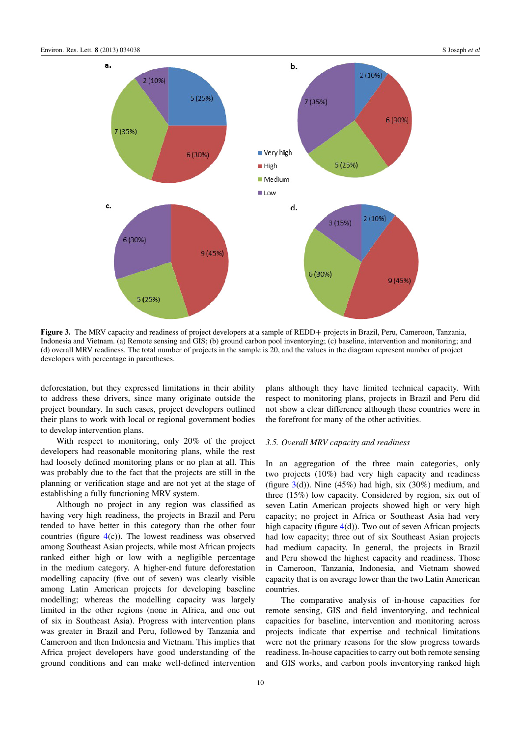a.

2 (10%)

5 (25%)

7 (35%)

6 (30%)

b.

2 (10%)

7 (35%)

6 (30%)

5 (25%)

Very high

High

Medium

Low

c.

6 (30%)

9 (45%)

5 (25%)

d.

3 (15%)

2 (10%)

6 (30%)

9 (45%)

**Figure 3.** The MRV capacity and readiness of project developers at a sample of REDD+ projects in Brazil, Peru, Cameroon, Tanzania, Indonesia and Vietnam. (a) Remote sensing and GIS; (b) ground carbon pool inventorying; (c) baseline, intervention and monitoring; and (d) overall MRV readiness. The total number of projects in the sample is 20, and the values in the diagram represent number of project developers with percentage in parentheses.

deforestation, but they expressed limitations in their ability to address these drivers, since many originate outside the project boundary. In such cases, project developers outlined their plans to work with local or regional government bodies to develop intervention plans.

With respect to monitoring, only 20% of the project developers had reasonable monitoring plans, while the rest had loosely defined monitoring plans or no plan at all. This was probably due to the fact that the projects are still in the planning or verification stage and are not yet at the stage of establishing a fully functioning MRV system.

Although no project in any region was classified as having very high readiness, the projects in Brazil and Peru tended to have better in this category than the other four countries (figure 4(c)). The lowest readiness was observed among Southeast Asian projects, while most African projects ranked either high or low with a negligible percentage in the medium category. A higher-end future deforestation modelling capacity (five out of seven) was clearly visible among Latin American projects for developing baseline modelling; whereas the modelling capacity was largely limited in the other regions (none in Africa, and one out of six in Southeast Asia). Progress with intervention plans was greater in Brazil and Peru, followed by Tanzania and Cameroon and then Indonesia and Vietnam. This implies that Africa project developers have good understanding of the ground conditions and can make well-defined intervention plans although they have limited technical capacity. With respect to monitoring plans, projects in Brazil and Peru did not show a clear difference although these countries were in the forefront for many of the other activities.

### *3.5. Overall MRV capacity and readiness*

In an aggregation of the three main categories, only two projects (10%) had very high capacity and readiness (figure 3(d)). Nine (45%) had high, six (30%) medium, and three (15%) low capacity. Considered by region, six out of seven Latin American projects showed high or very high capacity; no project in Africa or Southeast Asia had very high capacity (figure 4(d)). Two out of seven African projects had low capacity; three out of six Southeast Asian projects had medium capacity. In general, the projects in Brazil and Peru showed the highest capacity and readiness. Those in Cameroon, Tanzania, Indonesia, and Vietnam showed capacity that is on average lower than the two Latin American countries.

The comparative analysis of in-house capacities for remote sensing, GIS and field inventorying, and technical capacities for baseline, intervention and monitoring across projects indicate that expertise and technical limitations were not the primary reasons for the slow progress towards readiness. In-house capacities to carry out both remote sensing and GIS works, and carbon pools inventorying ranked high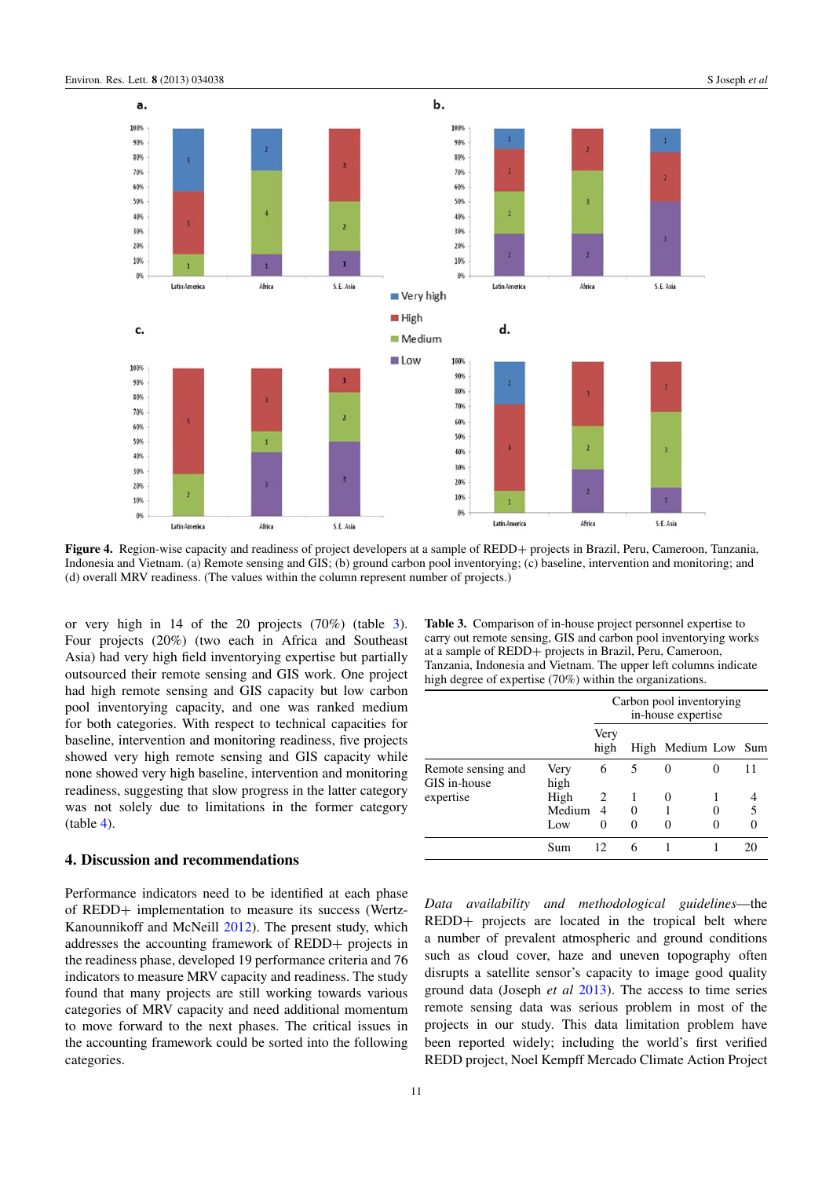Figure 4. Region-wise capacity and readiness of project developers at a sample of REDD+ projects in Brazil, Peru, Cameroon, Tanzania, Indonesia and Vietnam. (a) Remote sensing and GIS; (b) ground carbon pool inventorying; (c) baseline, intervention and monitoring; and (d) overall MRV readiness. (The values within the column represent number of projects.)

or very high in 14 of the 20 projects (70%) (table 3). Four projects (20%) (two each in Africa and Southeast Asia) had very high field inventorying expertise but partially outsourced their remote sensing and GIS work. One project had high remote sensing and GIS capacity but low carbon pool inventorying capacity, and one was ranked medium for both categories. With respect to technical capacities for baseline, intervention and monitoring readiness, five projects showed very high remote sensing and GIS capacity while none showed very high baseline, intervention and monitoring readiness, suggesting that slow progress in the latter category was not solely due to limitations in the former category (table 4).

**Table 3.** Comparison of in-house project personnel expertise to carry out remote sensing, GIS and carbon pool inventorying works at a sample of REDD+ projects in Brazil, Peru, Cameroon, Tanzania, Indonesia and Vietnam. The upper left columns indicate high degree of expertise (70%) within the organizations.

| | | Carbon pool inventorying in-house expertise | | | | |
|---|---|---|---|---|---|---|
| | | Very high | High | Medium | Low | Sum |
| Remote sensing and GIS in-house expertise | Very high | 6 | 5 | 0 | 0 | 11 |
| | High | 2 | 1 | 0 | 1 | 4 |
| | Medium | 4 | 0 | 1 | 0 | 5 |
| | Low | 0 | 0 | 0 | 0 | 0 |
| | Sum | 12 | 6 | 1 | 1 | 20 |

## 4. Discussion and recommendations

Performance indicators need to be identified at each phase of REDD+ implementation to measure its success (Wertz-Kanounnikoff and McNeill 2012). The present study, which addresses the accounting framework of REDD+ projects in the readiness phase, developed 19 performance criteria and 76 indicators to measure MRV capacity and readiness. The study found that many projects are still working towards various categories of MRV capacity and need additional momentum to move forward to the next phases. The critical issues in the accounting framework could be sorted into the following categories.

*Data availability and methodological guidelines*—the REDD+ projects are located in the tropical belt where a number of prevalent atmospheric and ground conditions such as cloud cover, haze and uneven topography often disrupts a satellite sensor's capacity to image good quality ground data (Joseph *et al* 2013). The access to time series remote sensing data was serious problem in most of the projects in our study. This data limitation problem have been reported widely; including the world's first verified REDD project, Noel Kempff Mercado Climate Action Project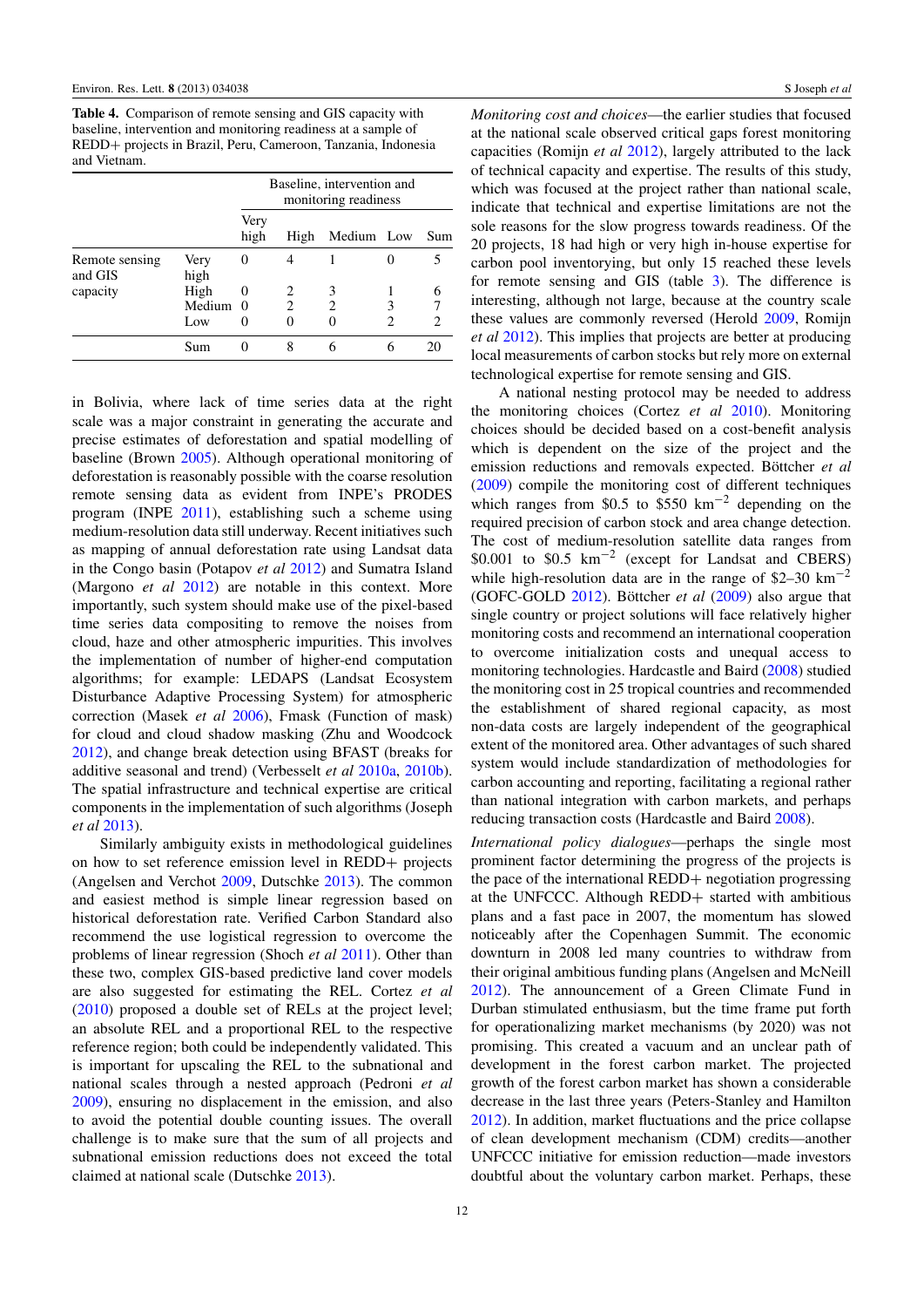**Table 4.** Comparison of remote sensing and GIS capacity with baseline, intervention and monitoring readiness at a sample of REDD+ projects in Brazil, Peru, Cameroon, Tanzania, Indonesia and Vietnam.

| | | Baseline, intervention and monitoring readiness | | | | |
|---|---|---|---|---|---|---|
| | | Very high | High | Medium | Low | Sum |
| Remote sensing and GIS capacity | Very high | 0 | 4 | 1 | 0 | 5 |
| | High | 0 | 2 | 3 | 1 | 6 |
| | Medium | 0 | 2 | 2 | 3 | 7 |
| | Low | 0 | 0 | 0 | 2 | 2 |
| | Sum | 0 | 8 | 6 | 6 | 20 |

in Bolivia, where lack of time series data at the right scale was a major constraint in generating the accurate and precise estimates of deforestation and spatial modelling of baseline (Brown 2005). Although operational monitoring of deforestation is reasonably possible with the coarse resolution remote sensing data as evident from INPE's PRODES program (INPE 2011), establishing such a scheme using medium-resolution data still underway. Recent initiatives such as mapping of annual deforestation rate using Landsat data in the Congo basin (Potapov *et al* 2012) and Sumatra Island (Margono *et al* 2012) are notable in this context. More importantly, such system should make use of the pixel-based time series data compositing to remove the noises from cloud, haze and other atmospheric impurities. This involves the implementation of number of higher-end computation algorithms; for example: LEDAPS (Landsat Ecosystem Disturbance Adaptive Processing System) for atmospheric correction (Masek *et al* 2006), Fmask (Function of mask) for cloud and cloud shadow masking (Zhu and Woodcock 2012), and change break detection using BFAST (breaks for additive seasonal and trend) (Verbesselt *et al* 2010a, 2010b). The spatial infrastructure and technical expertise are critical components in the implementation of such algorithms (Joseph *et al* 2013).

Similarly ambiguity exists in methodological guidelines on how to set reference emission level in REDD+ projects (Angelsen and Verchot 2009, Dutschke 2013). The common and easiest method is simple linear regression based on historical deforestation rate. Verified Carbon Standard also recommend the use logistical regression to overcome the problems of linear regression (Shoch *et al* 2011). Other than these two, complex GIS-based predictive land cover models are also suggested for estimating the REL. Cortez *et al* (2010) proposed a double set of RELs at the project level; an absolute REL and a proportional REL to the respective reference region; both could be independently validated. This is important for upscaling the REL to the subnational and national scales through a nested approach (Pedroni *et al* 2009), ensuring no displacement in the emission, and also to avoid the potential double counting issues. The overall challenge is to make sure that the sum of all projects and subnational emission reductions does not exceed the total claimed at national scale (Dutschke 2013).

*Monitoring cost and choices*—the earlier studies that focused at the national scale observed critical gaps forest monitoring capacities (Romijn *et al* 2012), largely attributed to the lack of technical capacity and expertise. The results of this study, which was focused at the project rather than national scale, indicate that technical and expertise limitations are not the sole reasons for the slow progress towards readiness. Of the 20 projects, 18 had high or very high in-house expertise for carbon pool inventorying, but only 15 reached these levels for remote sensing and GIS (table 3). The difference is interesting, although not large, because at the country scale these values are commonly reversed (Herold 2009, Romijn *et al* 2012). This implies that projects are better at producing local measurements of carbon stocks but rely more on external technological expertise for remote sensing and GIS.

A national nesting protocol may be needed to address the monitoring choices (Cortez *et al* 2010). Monitoring choices should be decided based on a cost-benefit analysis which is dependent on the size of the project and the emission reductions and removals expected. Böttcher *et al* (2009) compile the monitoring cost of different techniques which ranges from \$0.5 to \$550 $km^{-2}$ depending on the required precision of carbon stock and area change detection. The cost of medium-resolution satellite data ranges from \$0.001 to \$0.5 $km^{-2}$ (except for Landsat and CBERS) while high-resolution data are in the range of \$2–30 $km^{-2}$ (GOFC-GOLD 2012). Böttcher *et al* (2009) also argue that single country or project solutions will face relatively higher monitoring costs and recommend an international cooperation to overcome initialization costs and unequal access to monitoring technologies. Hardcastle and Baird (2008) studied the monitoring cost in 25 tropical countries and recommended the establishment of shared regional capacity, as most non-data costs are largely independent of the geographical extent of the monitored area. Other advantages of such shared system would include standardization of methodologies for carbon accounting and reporting, facilitating a regional rather than national integration with carbon markets, and perhaps reducing transaction costs (Hardcastle and Baird 2008).

*International policy dialogues*—perhaps the single most prominent factor determining the progress of the projects is the pace of the international REDD+ negotiation progressing at the UNFCCC. Although REDD+ started with ambitious plans and a fast pace in 2007, the momentum has slowed noticeably after the Copenhagen Summit. The economic downturn in 2008 led many countries to withdraw from their original ambitious funding plans (Angelsen and McNeill 2012). The announcement of a Green Climate Fund in Durban stimulated enthusiasm, but the time frame put forth for operationalizing market mechanisms (by 2020) was not promising. This created a vacuum and an unclear path of development in the forest carbon market. The projected growth of the forest carbon market has shown a considerable decrease in the last three years (Peters-Stanley and Hamilton 2012). In addition, market fluctuations and the price collapse of clean development mechanism (CDM) credits—another UNFCCC initiative for emission reduction—made investors doubtful about the voluntary carbon market. Perhaps, these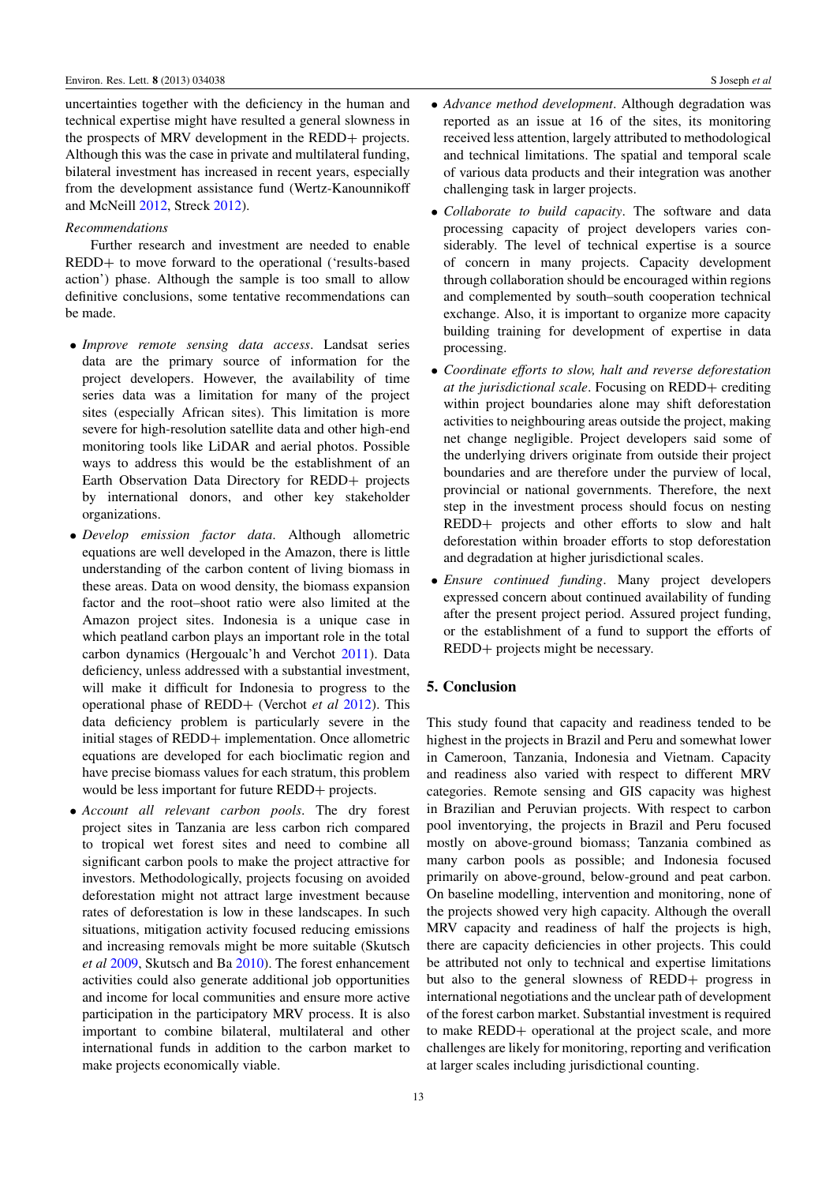uncertainties together with the deficiency in the human and technical expertise might have resulted a general slowness in the prospects of MRV development in the REDD+ projects. Although this was the case in private and multilateral funding, bilateral investment has increased in recent years, especially from the development assistance fund (Wertz-Kanounnikoff and McNeill 2012, Streck 2012).

*Recommendations*

Further research and investment are needed to enable REDD+ to move forward to the operational ('results-based action') phase. Although the sample is too small to allow definitive conclusions, some tentative recommendations can be made.

- *Improve remote sensing data access*. Landsat series data are the primary source of information for the project developers. However, the availability of time series data was a limitation for many of the project sites (especially African sites). This limitation is more severe for high-resolution satellite data and other high-end monitoring tools like LiDAR and aerial photos. Possible ways to address this would be the establishment of an Earth Observation Data Directory for REDD+ projects by international donors, and other key stakeholder organizations.
- *Develop emission factor data*. Although allometric equations are well developed in the Amazon, there is little understanding of the carbon content of living biomass in these areas. Data on wood density, the biomass expansion factor and the root–shoot ratio were also limited at the Amazon project sites. Indonesia is a unique case in which peatland carbon plays an important role in the total carbon dynamics (Hergoualc'h and Verchot 2011). Data deficiency, unless addressed with a substantial investment, will make it difficult for Indonesia to progress to the operational phase of REDD+ (Verchot *et al* 2012). This data deficiency problem is particularly severe in the initial stages of REDD+ implementation. Once allometric equations are developed for each bioclimatic region and have precise biomass values for each stratum, this problem would be less important for future REDD+ projects.
- *Account all relevant carbon pools*. The dry forest project sites in Tanzania are less carbon rich compared to tropical wet forest sites and need to combine all significant carbon pools to make the project attractive for investors. Methodologically, projects focusing on avoided deforestation might not attract large investment because rates of deforestation is low in these landscapes. In such situations, mitigation activity focused reducing emissions and increasing removals might be more suitable (Skutsch *et al* 2009, Skutsch and Ba 2010). The forest enhancement activities could also generate additional job opportunities and income for local communities and ensure more active participation in the participatory MRV process. It is also important to combine bilateral, multilateral and other international funds in addition to the carbon market to make projects economically viable.
- *Advance method development*. Although degradation was reported as an issue at 16 of the sites, its monitoring received less attention, largely attributed to methodological and technical limitations. The spatial and temporal scale of various data products and their integration was another challenging task in larger projects.
- *Collaborate to build capacity*. The software and data processing capacity of project developers varies considerably. The level of technical expertise is a source of concern in many projects. Capacity development through collaboration should be encouraged within regions and complemented by south–south cooperation technical exchange. Also, it is important to organize more capacity building training for development of expertise in data processing.
- *Coordinate efforts to slow, halt and reverse deforestation at the jurisdictional scale*. Focusing on REDD+ crediting within project boundaries alone may shift deforestation activities to neighbouring areas outside the project, making net change negligible. Project developers said some of the underlying drivers originate from outside their project boundaries and are therefore under the purview of local, provincial or national governments. Therefore, the next step in the investment process should focus on nesting REDD+ projects and other efforts to slow and halt deforestation within broader efforts to stop deforestation and degradation at higher jurisdictional scales.
- *Ensure continued funding*. Many project developers expressed concern about continued availability of funding after the present project period. Assured project funding, or the establishment of a fund to support the efforts of REDD+ projects might be necessary.

## 5. Conclusion

This study found that capacity and readiness tended to be highest in the projects in Brazil and Peru and somewhat lower in Cameroon, Tanzania, Indonesia and Vietnam. Capacity and readiness also varied with respect to different MRV categories. Remote sensing and GIS capacity was highest in Brazilian and Peruvian projects. With respect to carbon pool inventorying, the projects in Brazil and Peru focused mostly on above-ground biomass; Tanzania combined as many carbon pools as possible; and Indonesia focused primarily on above-ground, below-ground and peat carbon. On baseline modelling, intervention and monitoring, none of the projects showed very high capacity. Although the overall MRV capacity and readiness of half the projects is high, there are capacity deficiencies in other projects. This could be attributed not only to technical and expertise limitations but also to the general slowness of REDD+ progress in international negotiations and the unclear path of development of the forest carbon market. Substantial investment is required to make REDD+ operational at the project scale, and more challenges are likely for monitoring, reporting and verification at larger scales including jurisdictional counting.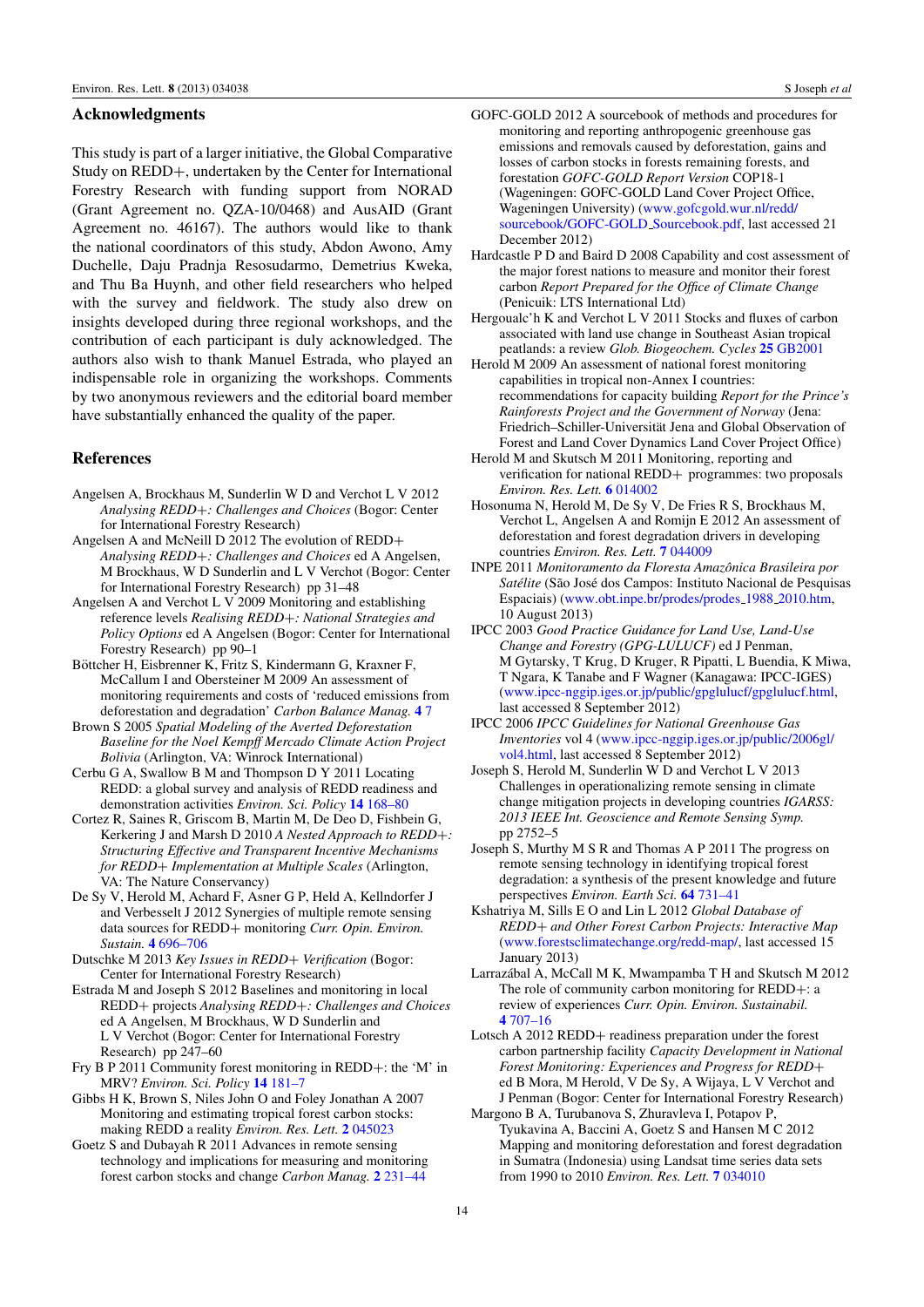## Acknowledgments

This study is part of a larger initiative, the Global Comparative Study on REDD+, undertaken by the Center for International Forestry Research with funding support from NORAD (Grant Agreement no. QZA-10/0468) and AusAID (Grant Agreement no. 46167). The authors would like to thank the national coordinators of this study, Abdon Awono, Amy Duchelle, Daju Pradnja Resosudarmo, Demetrius Kweka, and Thu Ba Huynh, and other field researchers who helped with the survey and fieldwork. The study also drew on insights developed during three regional workshops, and the contribution of each participant is duly acknowledged. The authors also wish to thank Manuel Estrada, who played an indispensable role in organizing the workshops. Comments by two anonymous reviewers and the editorial board member have substantially enhanced the quality of the paper.

## References

Angelsen A, Brockhaus M, Sunderlin W D and Verchot L V 2012 *Analysing REDD+: Challenges and Choices* (Bogor: Center for International Forestry Research)

Angelsen A and McNeill D 2012 The evolution of REDD+ *Analysing REDD+: Challenges and Choices* ed A Angelsen, M Brockhaus, W D Sunderlin and L V Verchot (Bogor: Center for International Forestry Research) pp 31–48

Angelsen A and Verchot L V 2009 Monitoring and establishing reference levels *Realising REDD+: National Strategies and Policy Options* ed A Angelsen (Bogor: Center for International Forestry Research) pp 90–1

Böttcher H, Eisbrenner K, Fritz S, Kindermann G, Kraxner F, McCallum I and Obersteiner M 2009 An assessment of monitoring requirements and costs of 'reduced emissions from deforestation and degradation' *Carbon Balance Manag.* **4** 7

Brown S 2005 *Spatial Modeling of the Averted Deforestation Baseline for the Noel Kempff Mercado Climate Action Project Bolivia* (Arlington, VA: Winrock International)

Cerbu G A, Swallow B M and Thompson D Y 2011 Locating REDD: a global survey and analysis of REDD readiness and demonstration activities *Environ. Sci. Policy* **14** 168–80

Cortez R, Saines R, Griscom B, Martin M, De Deo D, Fishbein G, Kerkering J and Marsh D 2010 *A Nested Approach to REDD+: Structuring Effective and Transparent Incentive Mechanisms for REDD+ Implementation at Multiple Scales* (Arlington, VA: The Nature Conservancy)

De Sy V, Herold M, Achard F, Asner G P, Held A, Kellndorfer J and Verbesselt J 2012 Synergies of multiple remote sensing data sources for REDD+ monitoring *Curr. Opin. Environ. Sustain.* **4** 696–706

Dutschke M 2013 *Key Issues in REDD+ Verification* (Bogor: Center for International Forestry Research)

Estrada M and Joseph S 2012 Baselines and monitoring in local REDD+ projects *Analysing REDD+: Challenges and Choices* ed A Angelsen, M Brockhaus, W D Sunderlin and L V Verchot (Bogor: Center for International Forestry Research) pp 247–60

Fry B P 2011 Community forest monitoring in REDD+: the 'M' in MRV? *Environ. Sci. Policy* **14** 181–7

Gibbs H K, Brown S, Niles John O and Foley Jonathan A 2007 Monitoring and estimating tropical forest carbon stocks: making REDD a reality *Environ. Res. Lett.* **2** 045023

Goetz S and Dubayah R 2011 Advances in remote sensing technology and implications for measuring and monitoring forest carbon stocks and change *Carbon Manag.* **2** 231–44

GOFC-GOLD 2012 A sourcebook of methods and procedures for monitoring and reporting anthropogenic greenhouse gas emissions and removals caused by deforestation, gains and losses of carbon stocks in forests remaining forests, and forestation *GOFC-GOLD Report Version* COP18-1 (Wageningen: GOFC-GOLD Land Cover Project Office, Wageningen University) (www.gofcgold.wur.nl/redd/sourcebook/GOFC-GOLD_Sourcebook.pdf, last accessed 21 December 2012)

Hardcastle P D and Baird D 2008 Capability and cost assessment of the major forest nations to measure and monitor their forest carbon *Report Prepared for the Office of Climate Change* (Penicuik: LTS International Ltd)

Hergoualc'h K and Verchot L V 2011 Stocks and fluxes of carbon associated with land use change in Southeast Asian tropical peatlands: a review *Glob. Biogeochem. Cycles* **25** GB2001

Herold M 2009 An assessment of national forest monitoring capabilities in tropical non-Annex I countries: recommendations for capacity building *Report for the Prince's Rainforests Project and the Government of Norway* (Jena: Friedrich–Schiller-Universität Jena and Global Observation of Forest and Land Cover Dynamics Land Cover Project Office)

Herold M and Skutsch M 2011 Monitoring, reporting and verification for national REDD+ programmes: two proposals *Environ. Res. Lett.* **6** 014002

Hosonuma N, Herold M, De Sy V, De Fries R S, Brockhaus M, Verchot L, Angelsen A and Romijn E 2012 An assessment of deforestation and forest degradation drivers in developing countries *Environ. Res. Lett.* **7** 044009

INPE 2011 *Monitoramento da Floresta Amazônica Brasileira por Satélite* (São José dos Campos: Instituto Nacional de Pesquisas Espaciais) (www.obt.inpe.br/prodes/prodes_1988_2010.htm, 10 August 2013)

IPCC 2003 *Good Practice Guidance for Land Use, Land-Use Change and Forestry (GPG-LULUCF)* ed J Penman, M Gytarsky, T Krug, D Kruger, R Pipatti, L Buendia, K Miwa, T Ngara, K Tanabe and F Wagner (Kanagawa: IPCC-IGES) (www.ipcc-nggip.iges.or.jp/public/gpglulucf/gpglulucf.html, last accessed 8 September 2012)

IPCC 2006 *IPCC Guidelines for National Greenhouse Gas Inventories* vol 4 (www.ipcc-nggip.iges.or.jp/public/2006gl/vol4.html, last accessed 8 September 2012)

Joseph S, Herold M, Sunderlin W D and Verchot L V 2013 Challenges in operationalizing remote sensing in climate change mitigation projects in developing countries *IGARSS: 2013 IEEE Int. Geoscience and Remote Sensing Symp.* pp 2752–5

Joseph S, Murthy M S R and Thomas A P 2011 The progress on remote sensing technology in identifying tropical forest degradation: a synthesis of the present knowledge and future perspectives *Environ. Earth Sci.* **64** 731–41

Kshatriya M, Sills E O and Lin L 2012 *Global Database of REDD+ and Other Forest Carbon Projects: Interactive Map* (www.forestsclimatechange.org/redd-map/, last accessed 15 January 2013)

Larrazábal A, McCall M K, Mwampamba T H and Skutsch M 2012 The role of community carbon monitoring for REDD+: a review of experiences *Curr. Opin. Environ. Sustainabil.* **4** 707–16

Lotsch A 2012 REDD+ readiness preparation under the forest carbon partnership facility *Capacity Development in National Forest Monitoring: Experiences and Progress for REDD+* ed B Mora, M Herold, V De Sy, A Wijaya, L V Verchot and J Penman (Bogor: Center for International Forestry Research)

Margono B A, Turubanova S, Zhuravleva I, Potapov P, Tyukavina A, Baccini A, Goetz S and Hansen M C 2012 Mapping and monitoring deforestation and forest degradation in Sumatra (Indonesia) using Landsat time series data sets from 1990 to 2010 *Environ. Res. Lett.* **7** 034010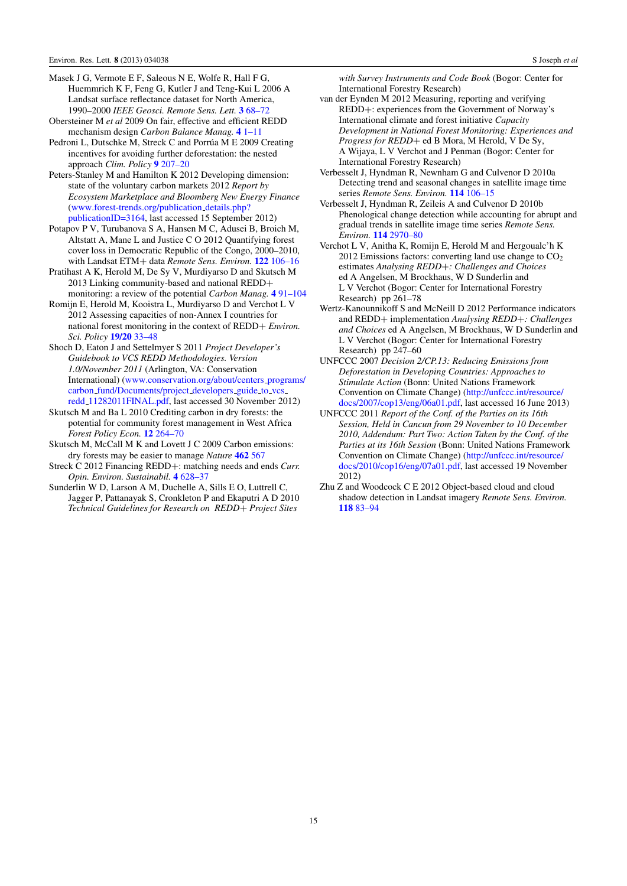Masek J G, Vermote E F, Saleous N E, Wolfe R, Hall F G, Huemmrich K F, Feng G, Kutler J and Teng-Kui L 2006 A Landsat surface reflectance dataset for North America, 1990–2000 *IEEE Geosci. Remote Sens. Lett.* **3** 68–72

Obersteiner M *et al* 2009 On fair, effective and efficient REDD mechanism design *Carbon Balance Manag.* **4** 1–11

Pedroni L, Dutschke M, Streck C and Porrúa M E 2009 Creating incentives for avoiding further deforestation: the nested approach *Clim. Policy* **9** 207–20

Peters-Stanley M and Hamilton K 2012 Developing dimension: state of the voluntary carbon markets 2012 *Report by Ecosystem Marketplace and Bloomberg New Energy Finance* (www.forest-trends.org/publication_details.php?publicationID=3164, last accessed 15 September 2012)

Potapov P V, Turubanova S A, Hansen M C, Adusei B, Broich M, Altstatt A, Mane L and Justice C O 2012 Quantifying forest cover loss in Democratic Republic of the Congo, 2000–2010, with Landsat ETM+ data *Remote Sens. Environ.* **122** 106–16

Pratihast A K, Herold M, De Sy V, Murdiyarso D and Skutsch M 2013 Linking community-based and national REDD+ monitoring: a review of the potential *Carbon Manag.* **4** 91–104

Romijn E, Herold M, Kooistra L, Murdiyarso D and Verchot L V 2012 Assessing capacities of non-Annex I countries for national forest monitoring in the context of REDD+ *Environ. Sci. Policy* **19/20** 33–48

Shoch D, Eaton J and Settelmyer S 2011 *Project Developer's Guidebook to VCS REDD Methodologies. Version 1.0/November 2011* (Arlington, VA: Conservation International) (www.conservation.org/about/centers_programs/carbon_fund/Documents/project_developers_guide_to_vcs_redd_11282011FINAL.pdf, last accessed 30 November 2012)

Skutsch M and Ba L 2010 Crediting carbon in dry forests: the potential for community forest management in West Africa *Forest Policy Econ.* **12** 264–70

Skutsch M, McCall M K and Lovett J C 2009 Carbon emissions: dry forests may be easier to manage *Nature* **462** 567

Streck C 2012 Financing REDD+: matching needs and ends *Curr. Opin. Environ. Sustainabil.* **4** 628–37

Sunderlin W D, Larson A M, Duchelle A, Sills E O, Luttrell C, Jagger P, Pattanayak S, Cronkleton P and Ekaputri A D 2010 *Technical Guidelines for Research on REDD+ Project Sites with Survey Instruments and Code Book* (Bogor: Center for International Forestry Research)

van der Eynden M 2012 Measuring, reporting and verifying REDD+: experiences from the Government of Norway's International climate and forest initiative *Capacity Development in National Forest Monitoring: Experiences and Progress for REDD+* ed B Mora, M Herold, V De Sy, A Wijaya, L V Verchot and J Penman (Bogor: Center for International Forestry Research)

Verbesselt J, Hyndman R, Newnham G and Culvenor D 2010a Detecting trend and seasonal changes in satellite image time series *Remote Sens. Environ.* **114** 106–15

Verbesselt J, Hyndman R, Zeileis A and Culvenor D 2010b Phenological change detection while accounting for abrupt and gradual trends in satellite image time series *Remote Sens. Environ.* **114** 2970–80

Verchot L V, Anitha K, Romijn E, Herold M and Hergoualc'h K 2012 Emissions factors: converting land use change to $CO_2$ estimates *Analysing REDD+: Challenges and Choices* ed A Angelsen, M Brockhaus, W D Sunderlin and L V Verchot (Bogor: Center for International Forestry Research) pp 261–78

Wertz-Kanounnikoff S and McNeill D 2012 Performance indicators and REDD+ implementation *Analysing REDD+: Challenges and Choices* ed A Angelsen, M Brockhaus, W D Sunderlin and L V Verchot (Bogor: Center for International Forestry Research) pp 247–60

UNFCCC 2007 *Decision 2/CP.13: Reducing Emissions from Deforestation in Developing Countries: Approaches to Stimulate Action* (Bonn: United Nations Framework Convention on Climate Change) (http://unfccc.int/resource/docs/2007/cop13/eng/06a01.pdf, last accessed 16 June 2013)

UNFCCC 2011 *Report of the Conf. of the Parties on its 16th Session, Held in Cancun from 29 November to 10 December 2010, Addendum: Part Two: Action Taken by the Conf. of the Parties at its 16th Session* (Bonn: United Nations Framework Convention on Climate Change) (http://unfccc.int/resource/docs/2010/cop16/eng/07a01.pdf, last accessed 19 November 2012)

Zhu Z and Woodcock C E 2012 Object-based cloud and cloud shadow detection in Landsat imagery *Remote Sens. Environ.* **118** 83–94